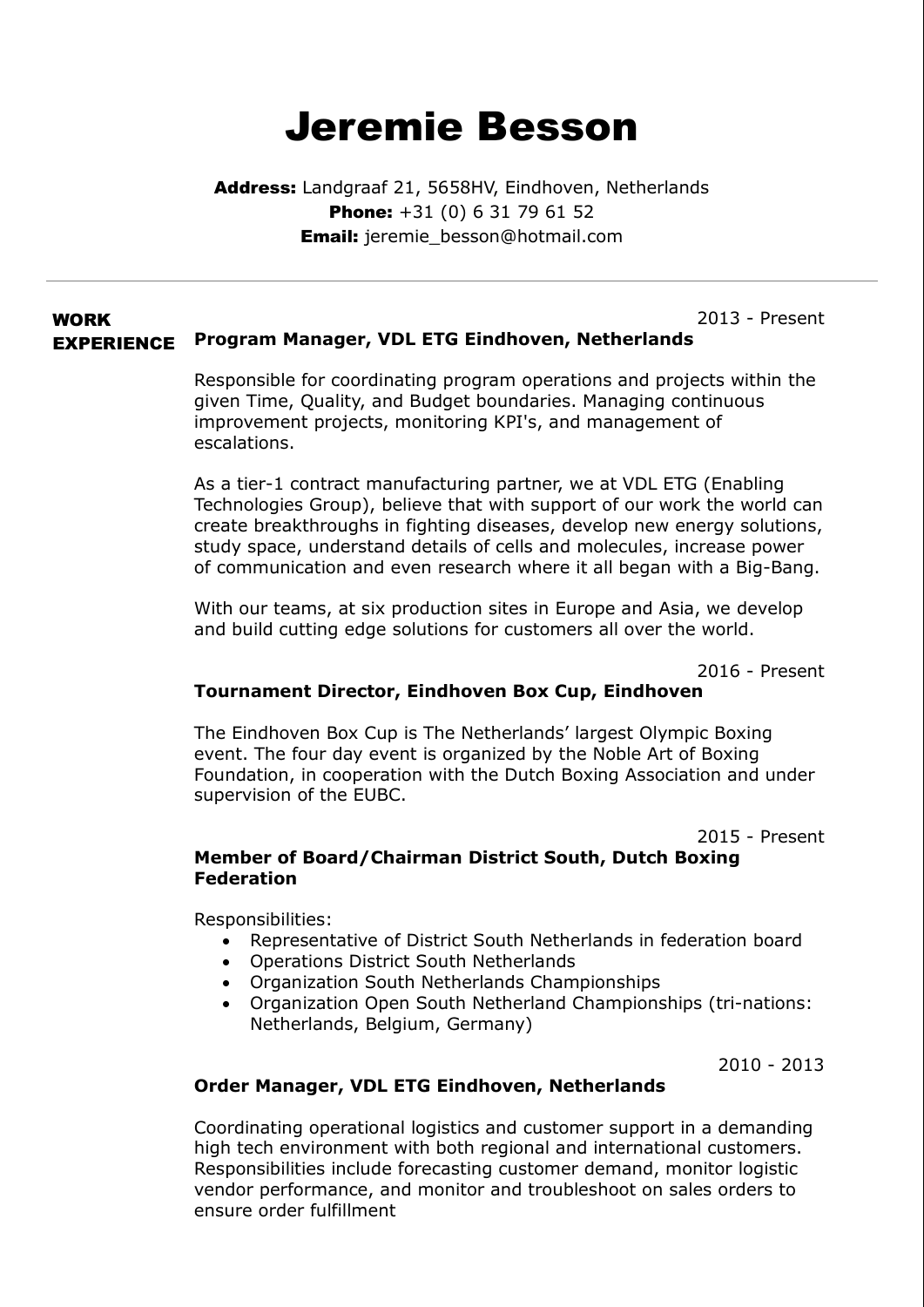# Jeremie Besson

**Address:** Landgraaf 21, 5658HV, Eindhoven, Netherlands
**Phone:** +31 (0) 6 31 79 61 52
**Email:** jeremie_besson@hotmail.com

---

## WORK EXPERIENCE

2013 - Present
**Program Manager, VDL ETG Eindhoven, Netherlands**

Responsible for coordinating program operations and projects within the given Time, Quality, and Budget boundaries. Managing continuous improvement projects, monitoring KPI's, and management of escalations.

As a tier-1 contract manufacturing partner, we at VDL ETG (Enabling Technologies Group), believe that with support of our work the world can create breakthroughs in fighting diseases, develop new energy solutions, study space, understand details of cells and molecules, increase power of communication and even research where it all began with a Big-Bang.

With our teams, at six production sites in Europe and Asia, we develop and build cutting edge solutions for customers all over the world.

2016 - Present
**Tournament Director, Eindhoven Box Cup, Eindhoven**

The Eindhoven Box Cup is The Netherlands' largest Olympic Boxing event. The four day event is organized by the Noble Art of Boxing Foundation, in cooperation with the Dutch Boxing Association and under supervision of the EUBC.

2015 - Present
**Member of Board/Chairman District South, Dutch Boxing Federation**

Responsibilities:

- Representative of District South Netherlands in federation board
- Operations District South Netherlands
- Organization South Netherlands Championships
- Organization Open South Netherland Championships (tri-nations: Netherlands, Belgium, Germany)

2010 - 2013
**Order Manager, VDL ETG Eindhoven, Netherlands**

Coordinating operational logistics and customer support in a demanding high tech environment with both regional and international customers. Responsibilities include forecasting customer demand, monitor logistic vendor performance, and monitor and troubleshoot on sales orders to ensure order fulfillment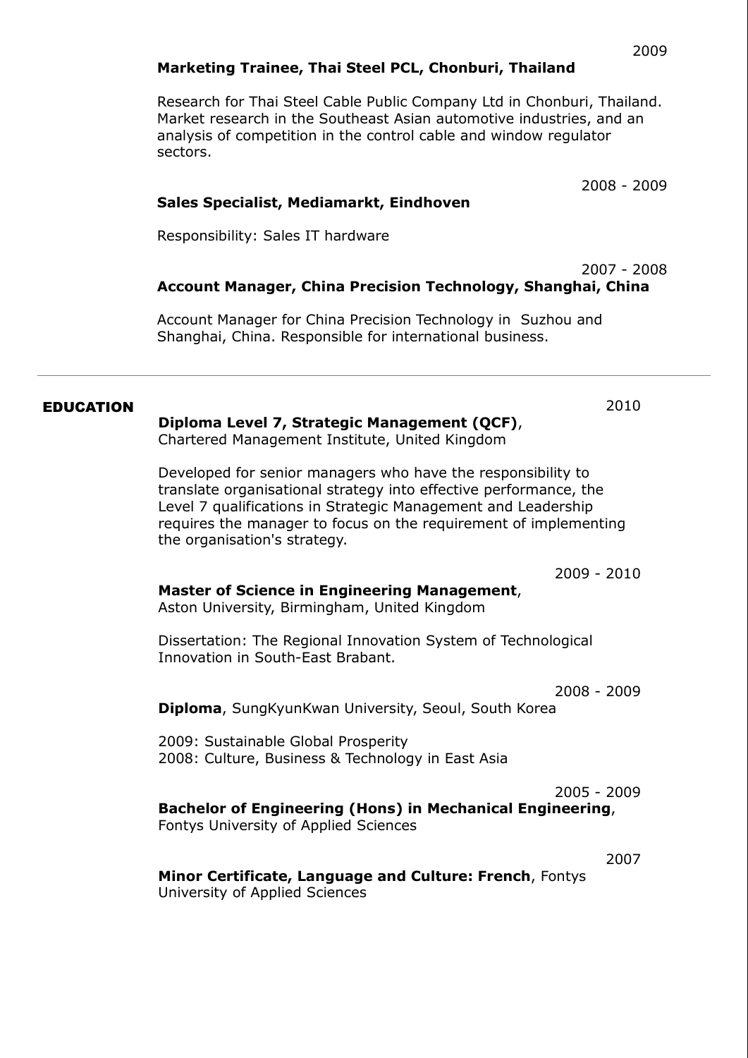2009

**Marketing Trainee, Thai Steel PCL, Chonburi, Thailand**

Research for Thai Steel Cable Public Company Ltd in Chonburi, Thailand. Market research in the Southeast Asian automotive industries, and an analysis of competition in the control cable and window regulator sectors.

2008 - 2009

**Sales Specialist, Mediamarkt, Eindhoven**

Responsibility: Sales IT hardware

2007 - 2008

**Account Manager, China Precision Technology, Shanghai, China**

Account Manager for China Precision Technology in Suzhou and Shanghai, China. Responsible for international business.

---

## EDUCATION

2010

**Diploma Level 7, Strategic Management (QCF)**,
Chartered Management Institute, United Kingdom

Developed for senior managers who have the responsibility to translate organisational strategy into effective performance, the Level 7 qualifications in Strategic Management and Leadership requires the manager to focus on the requirement of implementing the organisation's strategy.

2009 - 2010

**Master of Science in Engineering Management**,
Aston University, Birmingham, United Kingdom

Dissertation: The Regional Innovation System of Technological Innovation in South-East Brabant.

2008 - 2009

**Diploma**, SungKyunKwan University, Seoul, South Korea

2009: Sustainable Global Prosperity
2008: Culture, Business & Technology in East Asia

2005 - 2009

**Bachelor of Engineering (Hons) in Mechanical Engineering**,
Fontys University of Applied Sciences

2007

**Minor Certificate, Language and Culture: French**, Fontys University of Applied Sciences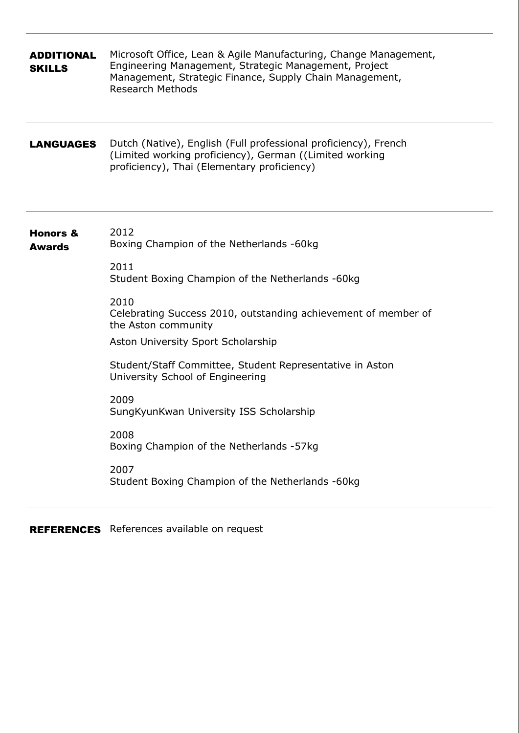## ADDITIONAL SKILLS

Microsoft Office, Lean & Agile Manufacturing, Change Management, Engineering Management, Strategic Management, Project Management, Strategic Finance, Supply Chain Management, Research Methods

## LANGUAGES

Dutch (Native), English (Full professional proficiency), French (Limited working proficiency), German ((Limited working proficiency), Thai (Elementary proficiency)

## Honors & Awards

2012
Boxing Champion of the Netherlands -60kg

2011
Student Boxing Champion of the Netherlands -60kg

2010
Celebrating Success 2010, outstanding achievement of member of the Aston community

Aston University Sport Scholarship

Student/Staff Committee, Student Representative in Aston University School of Engineering

2009
SungKyunKwan University ISS Scholarship

2008
Boxing Champion of the Netherlands -57kg

2007
Student Boxing Champion of the Netherlands -60kg

## REFERENCES

References available on request